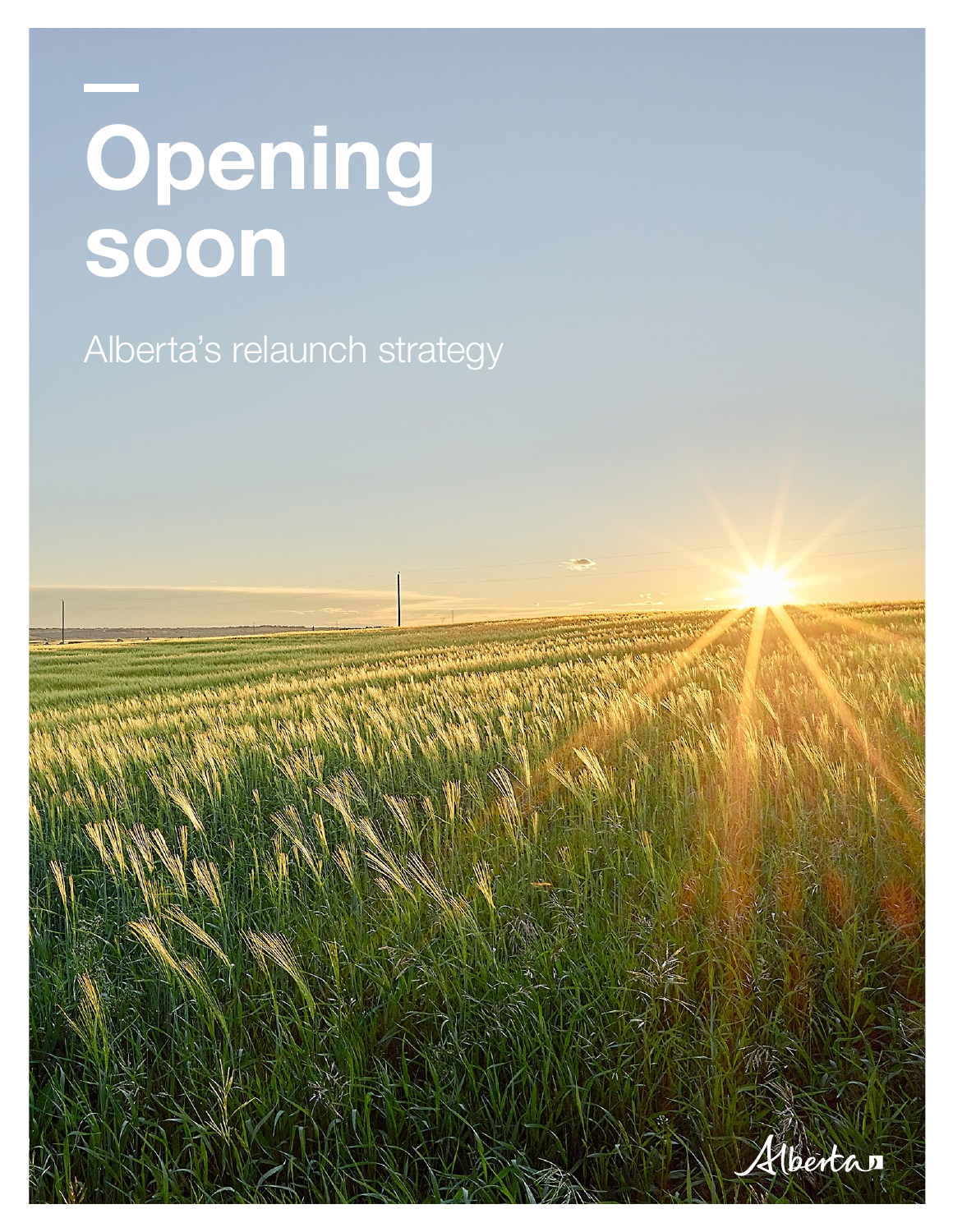# Opening soon

Alberta's relaunch strategy

Alberta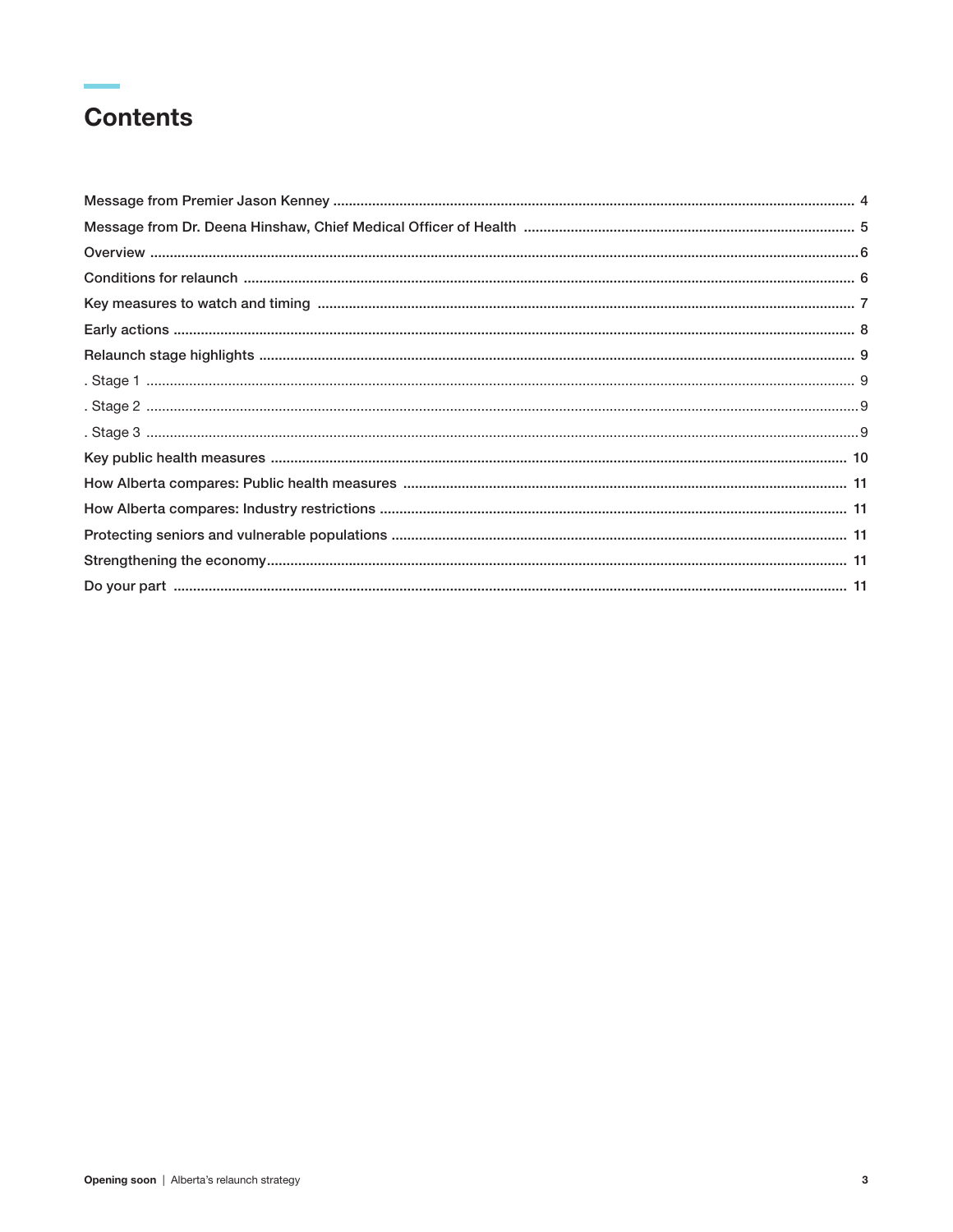# Contents

Message from Premier Jason Kenney .......... 4
Message from Dr. Deena Hinshaw, Chief Medical Officer of Health .......... 5
Overview .......... 6
Conditions for relaunch .......... 6
Key measures to watch and timing .......... 7
Early actions .......... 8
Relaunch stage highlights .......... 9
. Stage 1 .......... 9
. Stage 2 .......... 9
. Stage 3 .......... 9
Key public health measures .......... 10
How Alberta compares: Public health measures .......... 11
How Alberta compares: Industry restrictions .......... 11
Protecting seniors and vulnerable populations .......... 11
Strengthening the economy .......... 11
Do your part .......... 11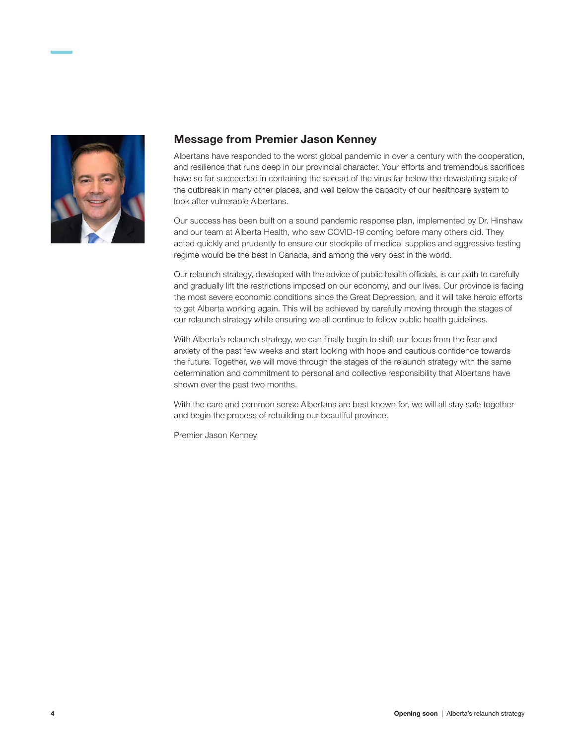## Message from Premier Jason Kenney

Albertans have responded to the worst global pandemic in over a century with the cooperation, and resilience that runs deep in our provincial character. Your efforts and tremendous sacrifices have so far succeeded in containing the spread of the virus far below the devastating scale of the outbreak in many other places, and well below the capacity of our healthcare system to look after vulnerable Albertans.

Our success has been built on a sound pandemic response plan, implemented by Dr. Hinshaw and our team at Alberta Health, who saw COVID-19 coming before many others did. They acted quickly and prudently to ensure our stockpile of medical supplies and aggressive testing regime would be the best in Canada, and among the very best in the world.

Our relaunch strategy, developed with the advice of public health officials, is our path to carefully and gradually lift the restrictions imposed on our economy, and our lives. Our province is facing the most severe economic conditions since the Great Depression, and it will take heroic efforts to get Alberta working again. This will be achieved by carefully moving through the stages of our relaunch strategy while ensuring we all continue to follow public health guidelines.

With Alberta's relaunch strategy, we can finally begin to shift our focus from the fear and anxiety of the past few weeks and start looking with hope and cautious confidence towards the future. Together, we will move through the stages of the relaunch strategy with the same determination and commitment to personal and collective responsibility that Albertans have shown over the past two months.

With the care and common sense Albertans are best known for, we will all stay safe together and begin the process of rebuilding our beautiful province.

Premier Jason Kenney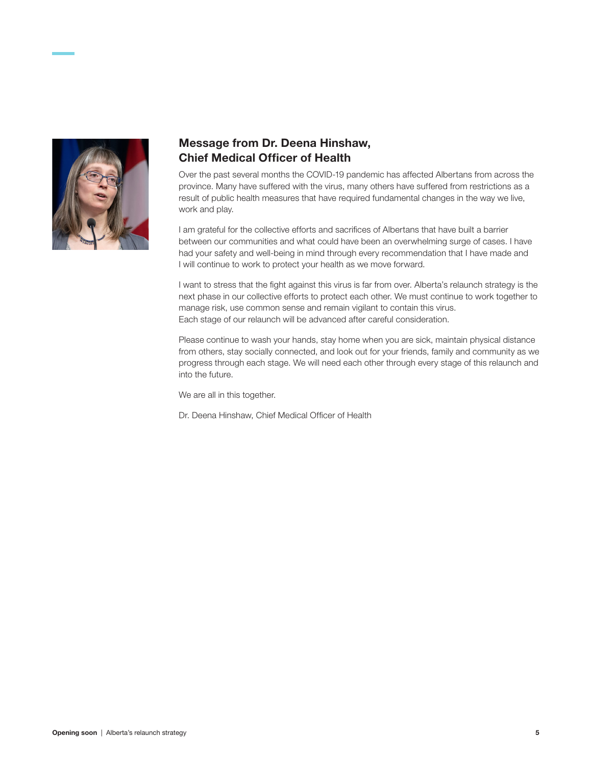## Message from Dr. Deena Hinshaw, Chief Medical Officer of Health

Over the past several months the COVID-19 pandemic has affected Albertans from across the province. Many have suffered with the virus, many others have suffered from restrictions as a result of public health measures that have required fundamental changes in the way we live, work and play.

I am grateful for the collective efforts and sacrifices of Albertans that have built a barrier between our communities and what could have been an overwhelming surge of cases. I have had your safety and well-being in mind through every recommendation that I have made and I will continue to work to protect your health as we move forward.

I want to stress that the fight against this virus is far from over. Alberta's relaunch strategy is the next phase in our collective efforts to protect each other. We must continue to work together to manage risk, use common sense and remain vigilant to contain this virus.
Each stage of our relaunch will be advanced after careful consideration.

Please continue to wash your hands, stay home when you are sick, maintain physical distance from others, stay socially connected, and look out for your friends, family and community as we progress through each stage. We will need each other through every stage of this relaunch and into the future.

We are all in this together.

Dr. Deena Hinshaw, Chief Medical Officer of Health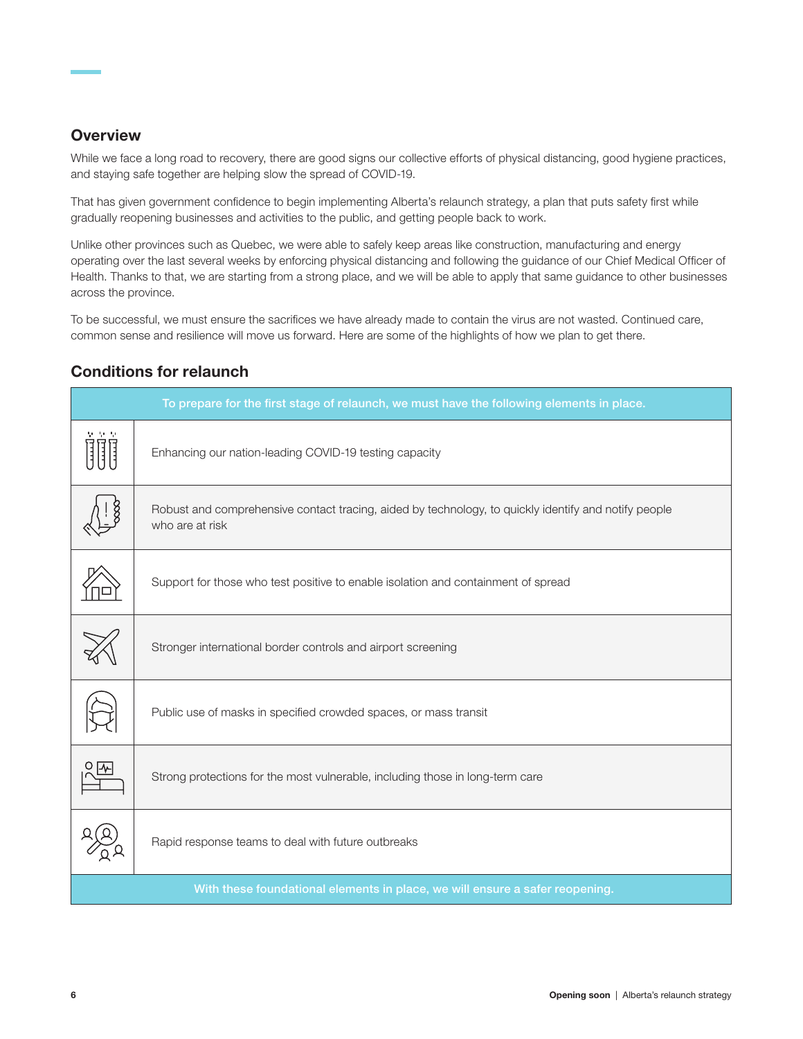## Overview

While we face a long road to recovery, there are good signs our collective efforts of physical distancing, good hygiene practices, and staying safe together are helping slow the spread of COVID-19.

That has given government confidence to begin implementing Alberta's relaunch strategy, a plan that puts safety first while gradually reopening businesses and activities to the public, and getting people back to work.

Unlike other provinces such as Quebec, we were able to safely keep areas like construction, manufacturing and energy operating over the last several weeks by enforcing physical distancing and following the guidance of our Chief Medical Officer of Health. Thanks to that, we are starting from a strong place, and we will be able to apply that same guidance to other businesses across the province.

To be successful, we must ensure the sacrifices we have already made to contain the virus are not wasted. Continued care, common sense and resilience will move us forward. Here are some of the highlights of how we plan to get there.

## Conditions for relaunch

| To prepare for the first stage of relaunch, we must have the following elements in place. |
|---|
| Enhancing our nation-leading COVID-19 testing capacity |
| Robust and comprehensive contact tracing, aided by technology, to quickly identify and notify people who are at risk |
| Support for those who test positive to enable isolation and containment of spread |
| Stronger international border controls and airport screening |
| Public use of masks in specified crowded spaces, or mass transit |
| Strong protections for the most vulnerable, including those in long-term care |
| Rapid response teams to deal with future outbreaks |
| With these foundational elements in place, we will ensure a safer reopening. |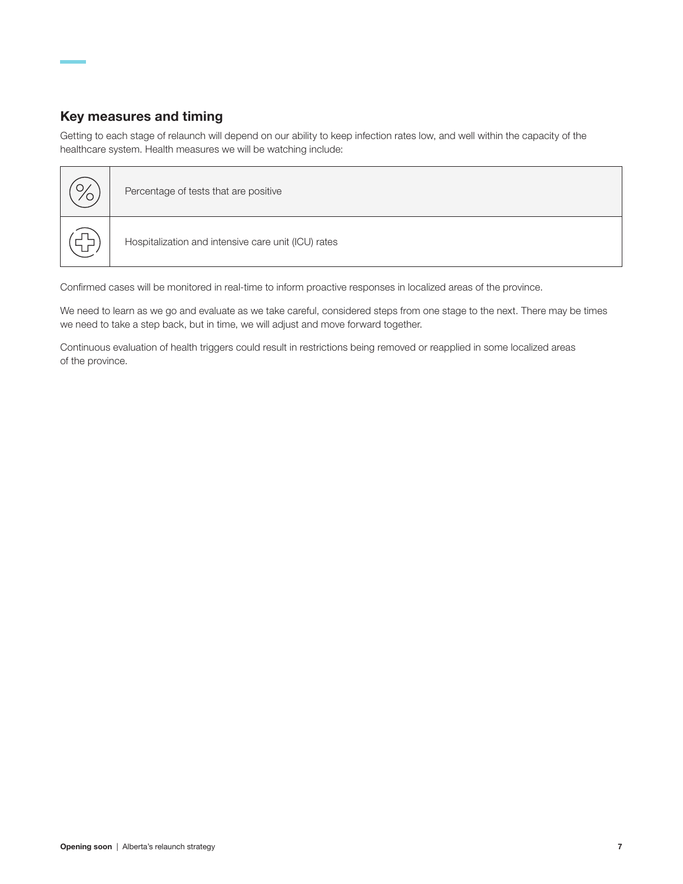## Key measures and timing

Getting to each stage of relaunch will depend on our ability to keep infection rates low, and well within the capacity of the healthcare system. Health measures we will be watching include:

- Percentage of tests that are positive
- Hospitalization and intensive care unit (ICU) rates

Confirmed cases will be monitored in real-time to inform proactive responses in localized areas of the province.

We need to learn as we go and evaluate as we take careful, considered steps from one stage to the next. There may be times we need to take a step back, but in time, we will adjust and move forward together.

Continuous evaluation of health triggers could result in restrictions being removed or reapplied in some localized areas of the province.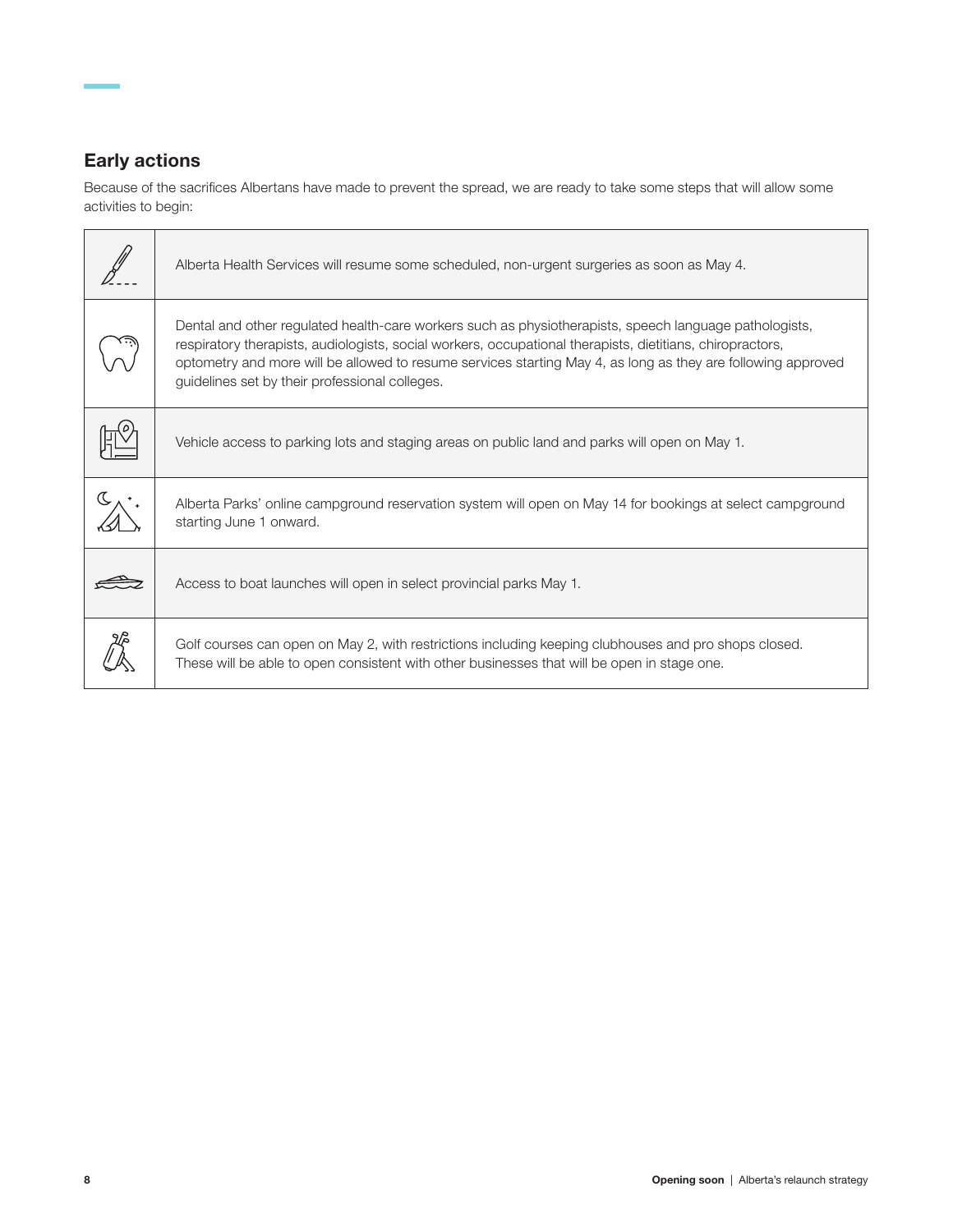## Early actions

Because of the sacrifices Albertans have made to prevent the spread, we are ready to take some steps that will allow some activities to begin:

| | |
|---|---|
| | Alberta Health Services will resume some scheduled, non-urgent surgeries as soon as May 4. |
| | Dental and other regulated health-care workers such as physiotherapists, speech language pathologists, respiratory therapists, audiologists, social workers, occupational therapists, dietitians, chiropractors, optometry and more will be allowed to resume services starting May 4, as long as they are following approved guidelines set by their professional colleges. |
| | Vehicle access to parking lots and staging areas on public land and parks will open on May 1. |
| | Alberta Parks' online campground reservation system will open on May 14 for bookings at select campground starting June 1 onward. |
| | Access to boat launches will open in select provincial parks May 1. |
| | Golf courses can open on May 2, with restrictions including keeping clubhouses and pro shops closed. These will be able to open consistent with other businesses that will be open in stage one. |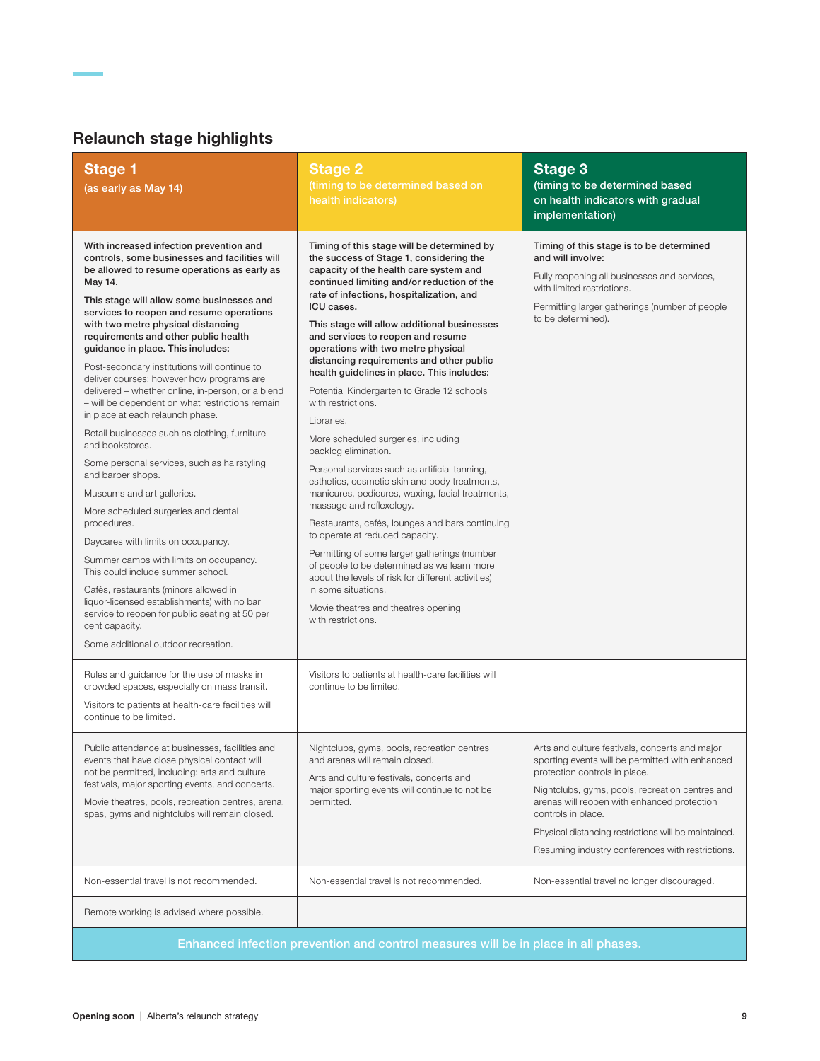## Relaunch stage highlights

| **Stage 1** (as early as May 14) | **Stage 2** (timing to be determined based on health indicators) | **Stage 3** (timing to be determined based on health indicators with gradual implementation) |
|---|---|---|
| **With increased infection prevention and controls, some businesses and facilities will be allowed to resume operations as early as May 14.**<br><br>**This stage will allow some businesses and services to reopen and resume operations with two metre physical distancing requirements and other public health guidance in place. This includes:**<br><br>Post-secondary institutions will continue to deliver courses; however how programs are delivered – whether online, in-person, or a blend – will be dependent on what restrictions remain in place at each relaunch phase.<br><br>Retail businesses such as clothing, furniture and bookstores.<br><br>Some personal services, such as hairstyling and barber shops.<br><br>Museums and art galleries.<br><br>More scheduled surgeries and dental procedures.<br><br>Daycares with limits on occupancy.<br><br>Summer camps with limits on occupancy. This could include summer school.<br><br>Cafés, restaurants (minors allowed in liquor-licensed establishments) with no bar service to reopen for public seating at 50 per cent capacity.<br><br>Some additional outdoor recreation. | **Timing of this stage will be determined by the success of Stage 1, considering the capacity of the health care system and continued limiting and/or reduction of the rate of infections, hospitalization, and ICU cases.**<br><br>**This stage will allow additional businesses and services to reopen and resume operations with two metre physical distancing requirements and other public health guidelines in place. This includes:**<br><br>Potential Kindergarten to Grade 12 schools with restrictions.<br><br>Libraries.<br><br>More scheduled surgeries, including backlog elimination.<br><br>Personal services such as artificial tanning, esthetics, cosmetic skin and body treatments, manicures, pedicures, waxing, facial treatments, massage and reflexology.<br><br>Restaurants, cafés, lounges and bars continuing to operate at reduced capacity.<br><br>Permitting of some larger gatherings (number of people to be determined as we learn more about the levels of risk for different activities) in some situations.<br><br>Movie theatres and theatres opening with restrictions. | **Timing of this stage is to be determined and will involve:**<br><br>Fully reopening all businesses and services, with limited restrictions.<br><br>Permitting larger gatherings (number of people to be determined). |
| Rules and guidance for the use of masks in crowded spaces, especially on mass transit.<br><br>Visitors to patients at health-care facilities will continue to be limited. | Visitors to patients at health-care facilities will continue to be limited. | |
| Public attendance at businesses, facilities and events that have close physical contact will not be permitted, including: arts and culture festivals, major sporting events, and concerts.<br><br>Movie theatres, pools, recreation centres, arena, spas, gyms and nightclubs will remain closed. | Nightclubs, gyms, pools, recreation centres and arenas will remain closed.<br><br>Arts and culture festivals, concerts and major sporting events will continue to not be permitted. | Arts and culture festivals, concerts and major sporting events will be permitted with enhanced protection controls in place.<br><br>Nightclubs, gyms, pools, recreation centres and arenas will reopen with enhanced protection controls in place.<br><br>Physical distancing restrictions will be maintained.<br><br>Resuming industry conferences with restrictions. |
| Non-essential travel is not recommended. | Non-essential travel is not recommended. | Non-essential travel no longer discouraged. |
| Remote working is advised where possible. | | |
| **Enhanced infection prevention and control measures will be in place in all phases.** | | |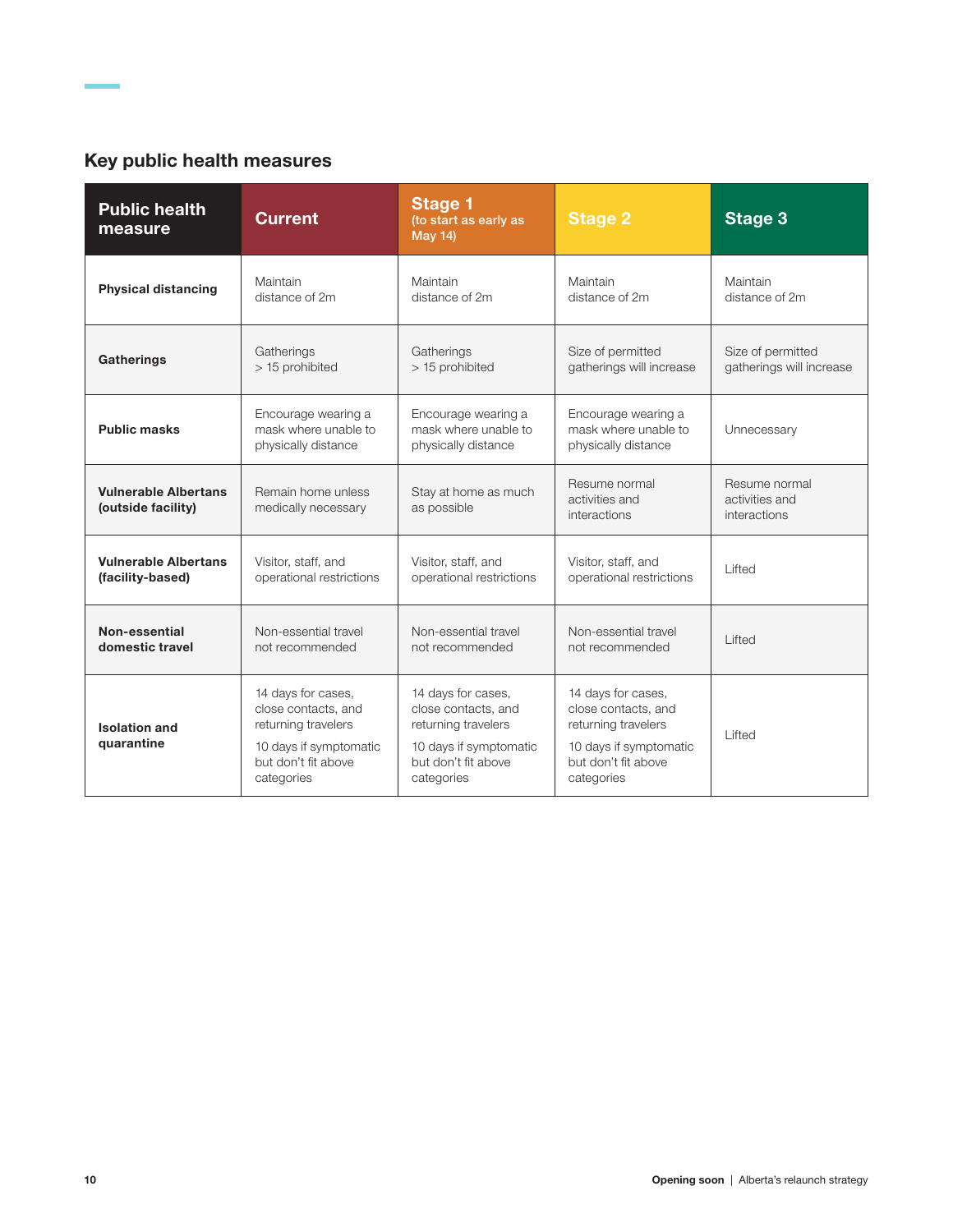## Key public health measures

| Public health measure | Current | Stage 1 (to start as early as May 14) | Stage 2 | Stage 3 |
|---|---|---|---|---|
| **Physical distancing** | Maintain distance of 2m | Maintain distance of 2m | Maintain distance of 2m | Maintain distance of 2m |
| **Gatherings** | Gatherings > 15 prohibited | Gatherings > 15 prohibited | Size of permitted gatherings will increase | Size of permitted gatherings will increase |
| **Public masks** | Encourage wearing a mask where unable to physically distance | Encourage wearing a mask where unable to physically distance | Encourage wearing a mask where unable to physically distance | Unnecessary |
| **Vulnerable Albertans (outside facility)** | Remain home unless medically necessary | Stay at home as much as possible | Resume normal activities and interactions | Resume normal activities and interactions |
| **Vulnerable Albertans (facility-based)** | Visitor, staff, and operational restrictions | Visitor, staff, and operational restrictions | Visitor, staff, and operational restrictions | Lifted |
| **Non-essential domestic travel** | Non-essential travel not recommended | Non-essential travel not recommended | Non-essential travel not recommended | Lifted |
| **Isolation and quarantine** | 14 days for cases, close contacts, and returning travelers<br><br>10 days if symptomatic but don't fit above categories | 14 days for cases, close contacts, and returning travelers<br><br>10 days if symptomatic but don't fit above categories | 14 days for cases, close contacts, and returning travelers<br><br>10 days if symptomatic but don't fit above categories | Lifted |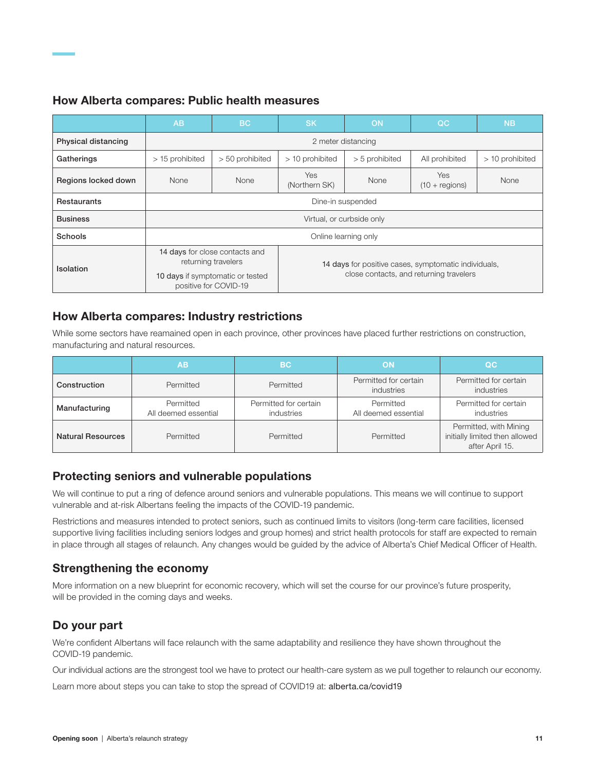## How Alberta compares: Public health measures

| | AB | BC | SK | ON | QC | NB |
|---|---|---|---|---|---|---|
| Physical distancing | 2 meter distancing | | | | | |
| Gatherings | > 15 prohibited | > 50 prohibited | > 10 prohibited | > 5 prohibited | All prohibited | > 10 prohibited |
| Regions locked down | None | None | Yes (Northern SK) | None | Yes (10 + regions) | None |
| Restaurants | Dine-in suspended | | | | | |
| Business | Virtual, or curbside only | | | | | |
| Schools | Online learning only | | | | | |
| Isolation | **14 days** for close contacts and returning travelers<br>**10 days** if symptomatic or tested positive for COVID-19 | | **14 days** for positive cases, symptomatic individuals, close contacts, and returning travelers | | | |

## How Alberta compares: Industry restrictions

While some sectors have reamained open in each province, other provinces have placed further restrictions on construction, manufacturing and natural resources.

| | AB | BC | ON | QC |
|---|---|---|---|---|
| Construction | Permitted | Permitted | Permitted for certain industries | Permitted for certain industries |
| Manufacturing | Permitted<br>All deemed essential | Permitted for certain industries | Permitted<br>All deemed essential | Permitted for certain industries |
| Natural Resources | Permitted | Permitted | Permitted | Permitted, with Mining initially limited then allowed after April 15. |

## Protecting seniors and vulnerable populations

We will continue to put a ring of defence around seniors and vulnerable populations. This means we will continue to support vulnerable and at-risk Albertans feeling the impacts of the COVID-19 pandemic.

Restrictions and measures intended to protect seniors, such as continued limits to visitors (long-term care facilities, licensed supportive living facilities including seniors lodges and group homes) and strict health protocols for staff are expected to remain in place through all stages of relaunch. Any changes would be guided by the advice of Alberta's Chief Medical Officer of Health.

## Strengthening the economy

More information on a new blueprint for economic recovery, which will set the course for our province's future prosperity, will be provided in the coming days and weeks.

## Do your part

We're confident Albertans will face relaunch with the same adaptability and resilience they have shown throughout the COVID-19 pandemic.

Our individual actions are the strongest tool we have to protect our health-care system as we pull together to relaunch our economy.

Learn more about steps you can take to stop the spread of COVID19 at: alberta.ca/covid19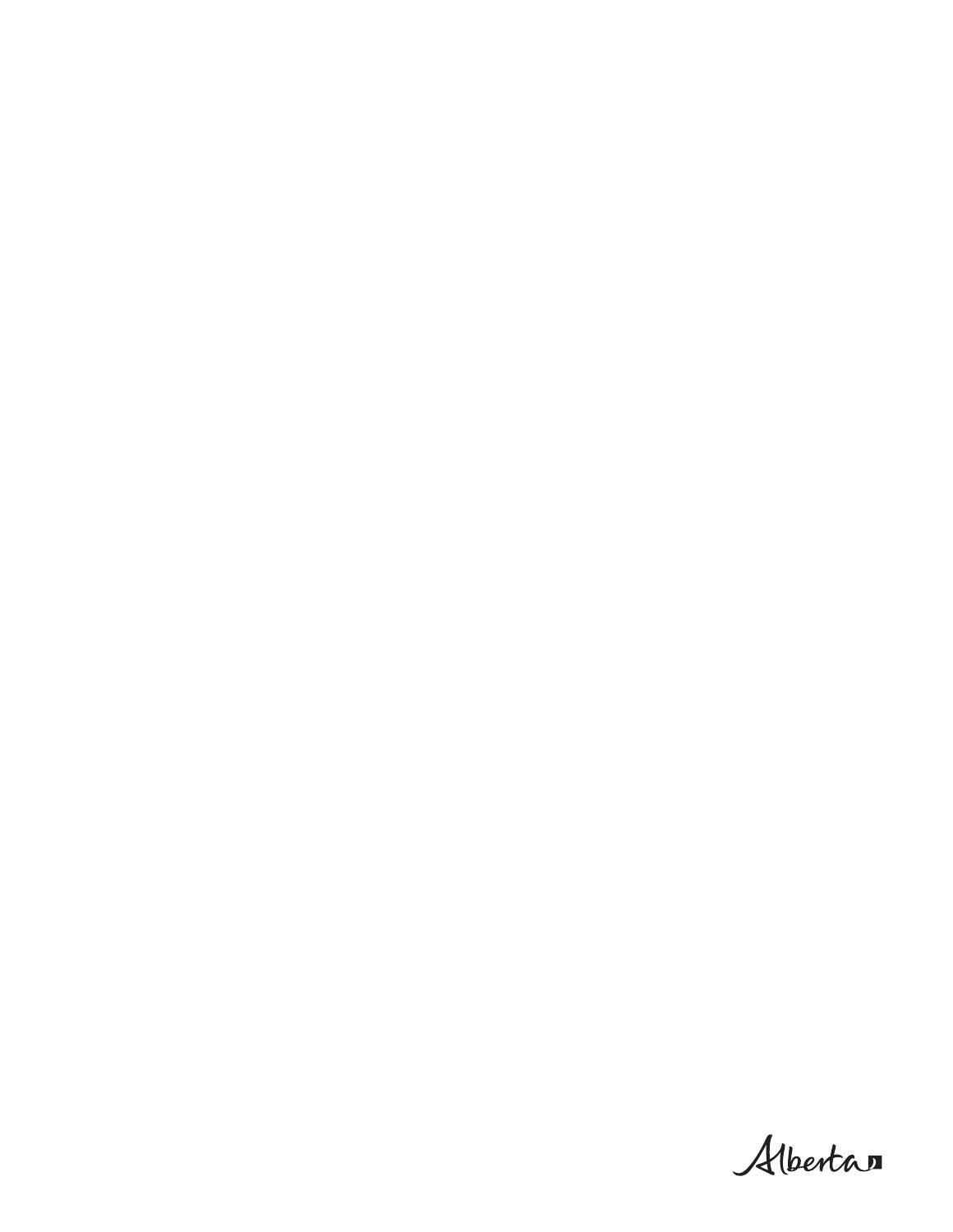Alberta